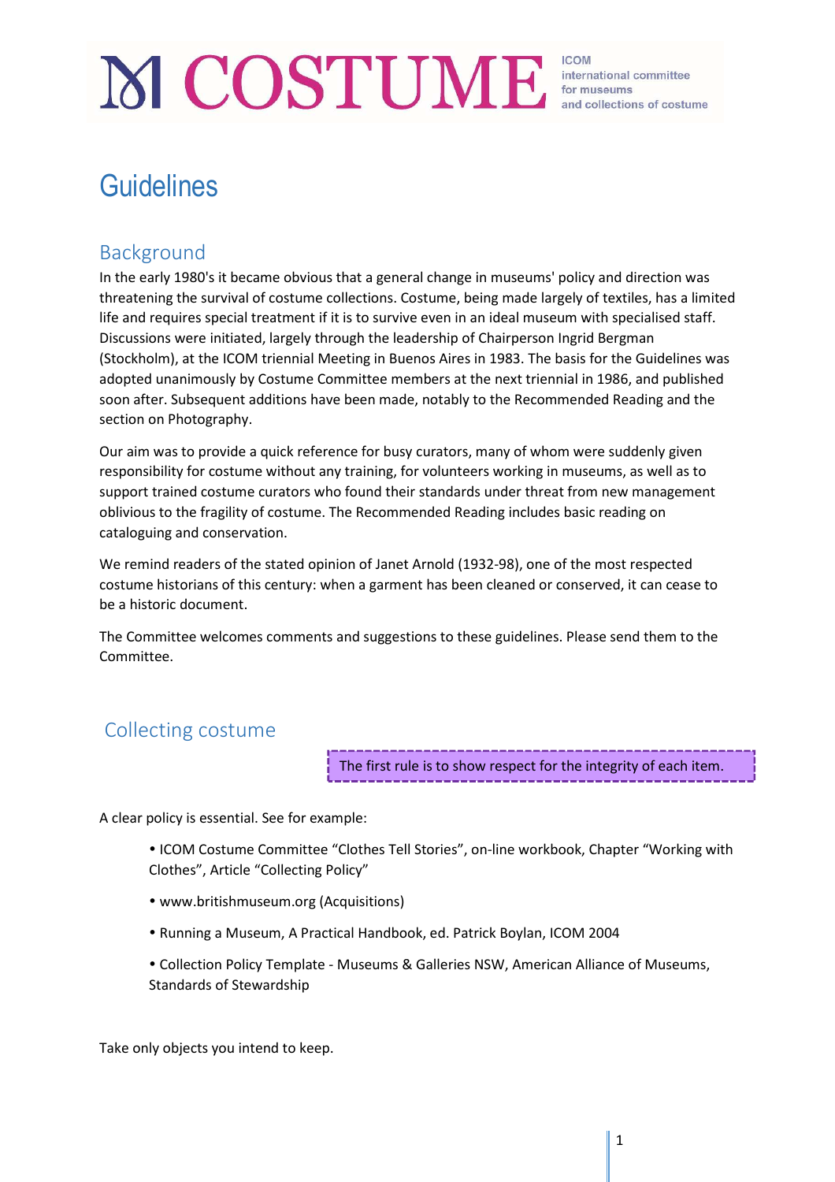# M COSTUME

ICOM international committee for museums and collections of costume

# Guidelines

## Background

In the early 1980's it became obvious that a general change in museums' policy and direction was threatening the survival of costume collections. Costume, being made largely of textiles, has a limited life and requires special treatment if it is to survive even in an ideal museum with specialised staff. Discussions were initiated, largely through the leadership of Chairperson Ingrid Bergman (Stockholm), at the ICOM triennial Meeting in Buenos Aires in 1983. The basis for the Guidelines was adopted unanimously by Costume Committee members at the next triennial in 1986, and published soon after. Subsequent additions have been made, notably to the Recommended Reading and the section on Photography.

Our aim was to provide a quick reference for busy curators, many of whom were suddenly given responsibility for costume without any training, for volunteers working in museums, as well as to support trained costume curators who found their standards under threat from new management oblivious to the fragility of costume. The Recommended Reading includes basic reading on cataloguing and conservation.

We remind readers of the stated opinion of Janet Arnold (1932-98), one of the most respected costume historians of this century: when a garment has been cleaned or conserved, it can cease to be a historic document.

The Committee welcomes comments and suggestions to these guidelines. Please send them to the Committee.

## Collecting costume

The first rule is to show respect for the integrity of each item.

A clear policy is essential. See for example:

- ICOM Costume Committee "Clothes Tell Stories", on-line workbook, Chapter "Working with Clothes", Article "Collecting Policy"
- www.britishmuseum.org (Acquisitions)
- Running a Museum, A Practical Handbook, ed. Patrick Boylan, ICOM 2004
- Collection Policy Template - Museums & Galleries NSW, American Alliance of Museums, Standards of Stewardship

Take only objects you intend to keep.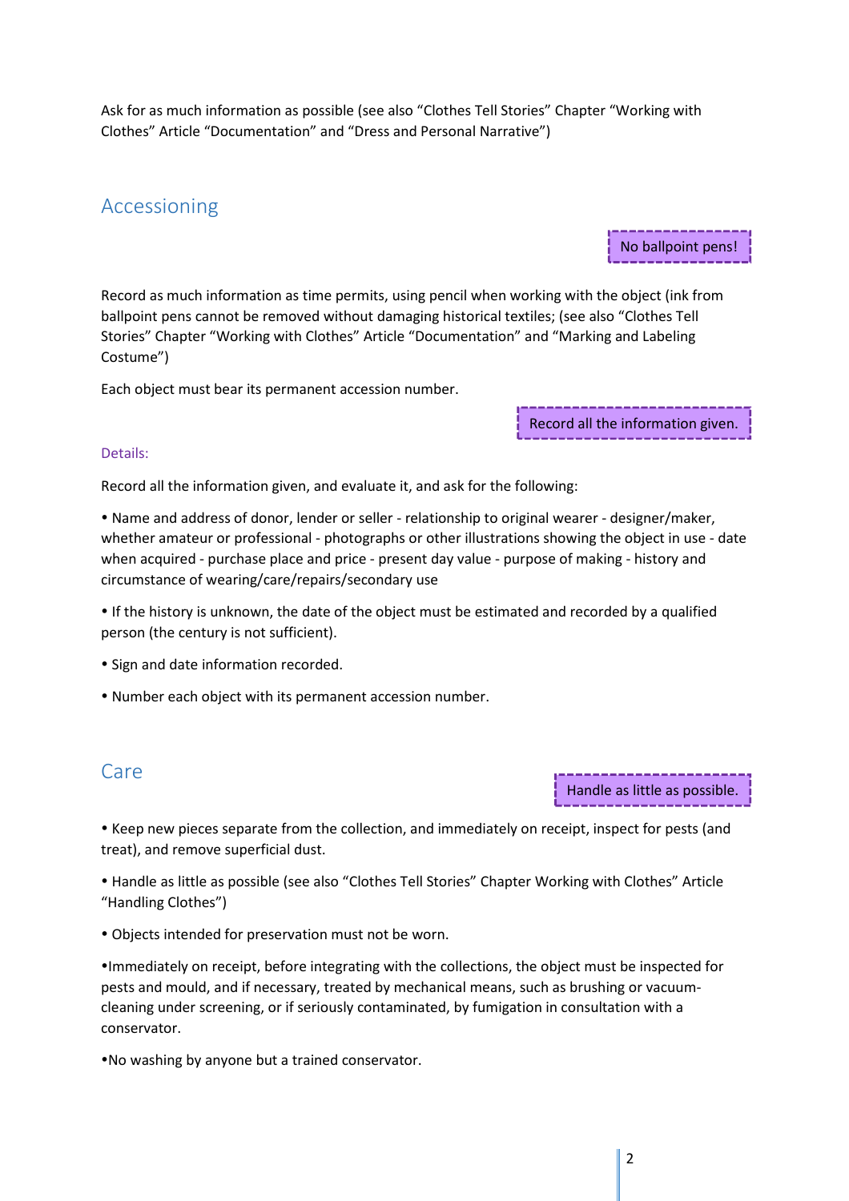Ask for as much information as possible (see also “Clothes Tell Stories” Chapter “Working with Clothes” Article “Documentation” and “Dress and Personal Narrative”)

## Accessioning

> No ballpoint pens!

Record as much information as time permits, using pencil when working with the object (ink from ballpoint pens cannot be removed without damaging historical textiles; (see also “Clothes Tell Stories” Chapter “Working with Clothes” Article “Documentation” and “Marking and Labeling Costume”)

Each object must bear its permanent accession number.

> Record all the information given.

### Details:

Record all the information given, and evaluate it, and ask for the following:

• Name and address of donor, lender or seller - relationship to original wearer - designer/maker, whether amateur or professional - photographs or other illustrations showing the object in use - date when acquired - purchase place and price - present day value - purpose of making - history and circumstance of wearing/care/repairs/secondary use

• If the history is unknown, the date of the object must be estimated and recorded by a qualified person (the century is not sufficient).

• Sign and date information recorded.

• Number each object with its permanent accession number.

## Care

> Handle as little as possible.

• Keep new pieces separate from the collection, and immediately on receipt, inspect for pests (and treat), and remove superficial dust.

• Handle as little as possible (see also “Clothes Tell Stories” Chapter Working with Clothes” Article “Handling Clothes”)

• Objects intended for preservation must not be worn.

•Immediately on receipt, before integrating with the collections, the object must be inspected for pests and mould, and if necessary, treated by mechanical means, such as brushing or vacuum-cleaning under screening, or if seriously contaminated, by fumigation in consultation with a conservator.

•No washing by anyone but a trained conservator.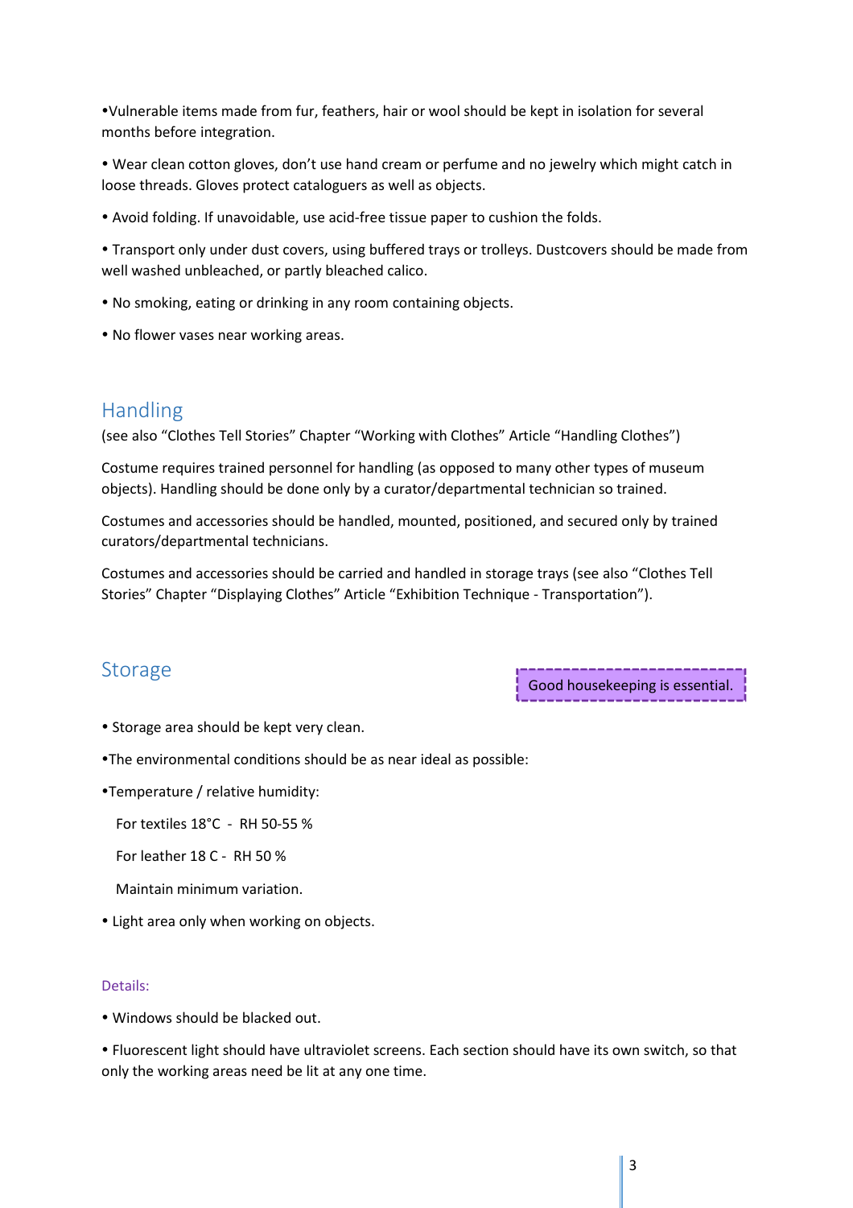- Vulnerable items made from fur, feathers, hair or wool should be kept in isolation for several months before integration.
- Wear clean cotton gloves, don't use hand cream or perfume and no jewelry which might catch in loose threads. Gloves protect cataloguers as well as objects.
- Avoid folding. If unavoidable, use acid-free tissue paper to cushion the folds.
- Transport only under dust covers, using buffered trays or trolleys. Dustcovers should be made from well washed unbleached, or partly bleached calico.
- No smoking, eating or drinking in any room containing objects.
- No flower vases near working areas.

## Handling

(see also "Clothes Tell Stories" Chapter "Working with Clothes" Article "Handling Clothes")

Costume requires trained personnel for handling (as opposed to many other types of museum objects). Handling should be done only by a curator/departmental technician so trained.

Costumes and accessories should be handled, mounted, positioned, and secured only by trained curators/departmental technicians.

Costumes and accessories should be carried and handled in storage trays (see also "Clothes Tell Stories" Chapter "Displaying Clothes" Article "Exhibition Technique - Transportation").

## Storage

Good housekeeping is essential.

- Storage area should be kept very clean.
- The environmental conditions should be as near ideal as possible:
- Temperature / relative humidity:

  For textiles 18°C - RH 50-55 %

  For leather 18 C - RH 50 %

  Maintain minimum variation.
- Light area only when working on objects.

### Details:

- Windows should be blacked out.
- Fluorescent light should have ultraviolet screens. Each section should have its own switch, so that only the working areas need be lit at any one time.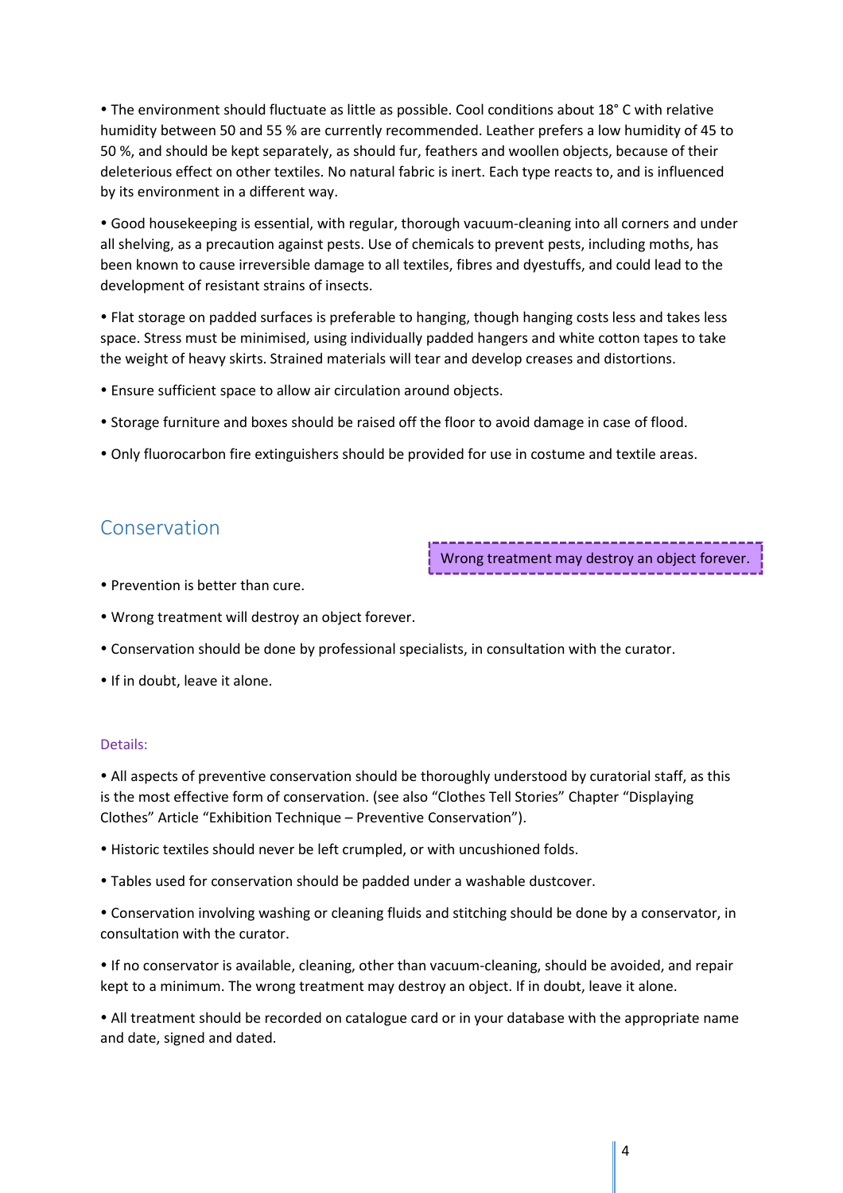- The environment should fluctuate as little as possible. Cool conditions about 18° C with relative humidity between 50 and 55 % are currently recommended. Leather prefers a low humidity of 45 to 50 %, and should be kept separately, as should fur, feathers and woollen objects, because of their deleterious effect on other textiles. No natural fabric is inert. Each type reacts to, and is influenced by its environment in a different way.

- Good housekeeping is essential, with regular, thorough vacuum-cleaning into all corners and under all shelving, as a precaution against pests. Use of chemicals to prevent pests, including moths, has been known to cause irreversible damage to all textiles, fibres and dyestuffs, and could lead to the development of resistant strains of insects.

- Flat storage on padded surfaces is preferable to hanging, though hanging costs less and takes less space. Stress must be minimised, using individually padded hangers and white cotton tapes to take the weight of heavy skirts. Strained materials will tear and develop creases and distortions.

- Ensure sufficient space to allow air circulation around objects.

- Storage furniture and boxes should be raised off the floor to avoid damage in case of flood.

- Only fluorocarbon fire extinguishers should be provided for use in costume and textile areas.

## Conservation

> Wrong treatment may destroy an object forever.

- Prevention is better than cure.

- Wrong treatment will destroy an object forever.

- Conservation should be done by professional specialists, in consultation with the curator.

- If in doubt, leave it alone.

### Details:

- All aspects of preventive conservation should be thoroughly understood by curatorial staff, as this is the most effective form of conservation. (see also "Clothes Tell Stories" Chapter "Displaying Clothes" Article "Exhibition Technique – Preventive Conservation").

- Historic textiles should never be left crumpled, or with uncushioned folds.

- Tables used for conservation should be padded under a washable dustcover.

- Conservation involving washing or cleaning fluids and stitching should be done by a conservator, in consultation with the curator.

- If no conservator is available, cleaning, other than vacuum-cleaning, should be avoided, and repair kept to a minimum. The wrong treatment may destroy an object. If in doubt, leave it alone.

- All treatment should be recorded on catalogue card or in your database with the appropriate name and date, signed and dated.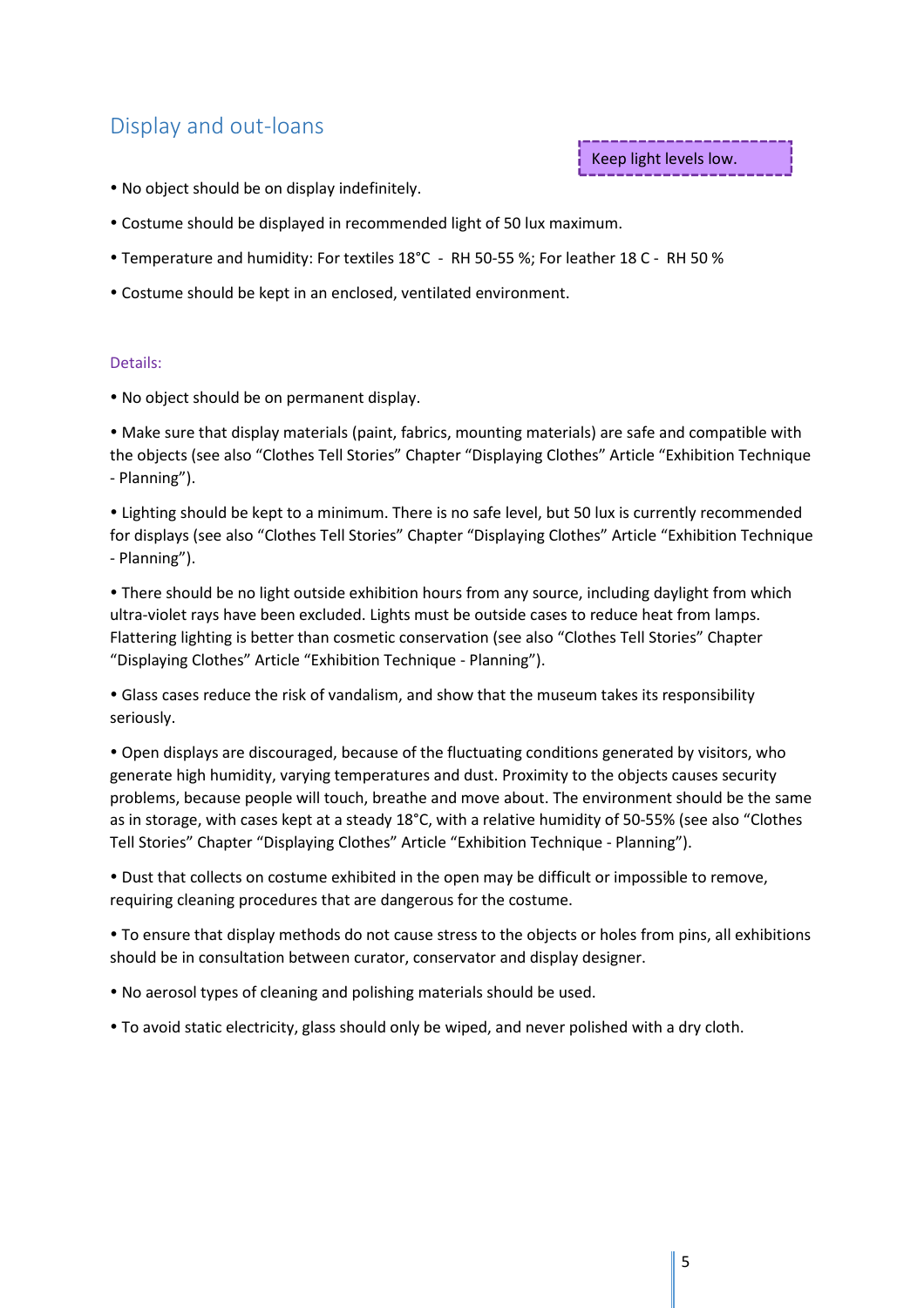## Display and out-loans

Keep light levels low.

- No object should be on display indefinitely.
- Costume should be displayed in recommended light of 50 lux maximum.
- Temperature and humidity: For textiles 18°C - RH 50-55 %; For leather 18 C - RH 50 %
- Costume should be kept in an enclosed, ventilated environment.

### Details:

- No object should be on permanent display.
- Make sure that display materials (paint, fabrics, mounting materials) are safe and compatible with the objects (see also "Clothes Tell Stories" Chapter "Displaying Clothes" Article "Exhibition Technique - Planning").
- Lighting should be kept to a minimum. There is no safe level, but 50 lux is currently recommended for displays (see also "Clothes Tell Stories" Chapter "Displaying Clothes" Article "Exhibition Technique - Planning").
- There should be no light outside exhibition hours from any source, including daylight from which ultra-violet rays have been excluded. Lights must be outside cases to reduce heat from lamps. Flattering lighting is better than cosmetic conservation (see also "Clothes Tell Stories" Chapter "Displaying Clothes" Article "Exhibition Technique - Planning").
- Glass cases reduce the risk of vandalism, and show that the museum takes its responsibility seriously.
- Open displays are discouraged, because of the fluctuating conditions generated by visitors, who generate high humidity, varying temperatures and dust. Proximity to the objects causes security problems, because people will touch, breathe and move about. The environment should be the same as in storage, with cases kept at a steady 18°C, with a relative humidity of 50-55% (see also "Clothes Tell Stories" Chapter "Displaying Clothes" Article "Exhibition Technique - Planning").
- Dust that collects on costume exhibited in the open may be difficult or impossible to remove, requiring cleaning procedures that are dangerous for the costume.
- To ensure that display methods do not cause stress to the objects or holes from pins, all exhibitions should be in consultation between curator, conservator and display designer.
- No aerosol types of cleaning and polishing materials should be used.
- To avoid static electricity, glass should only be wiped, and never polished with a dry cloth.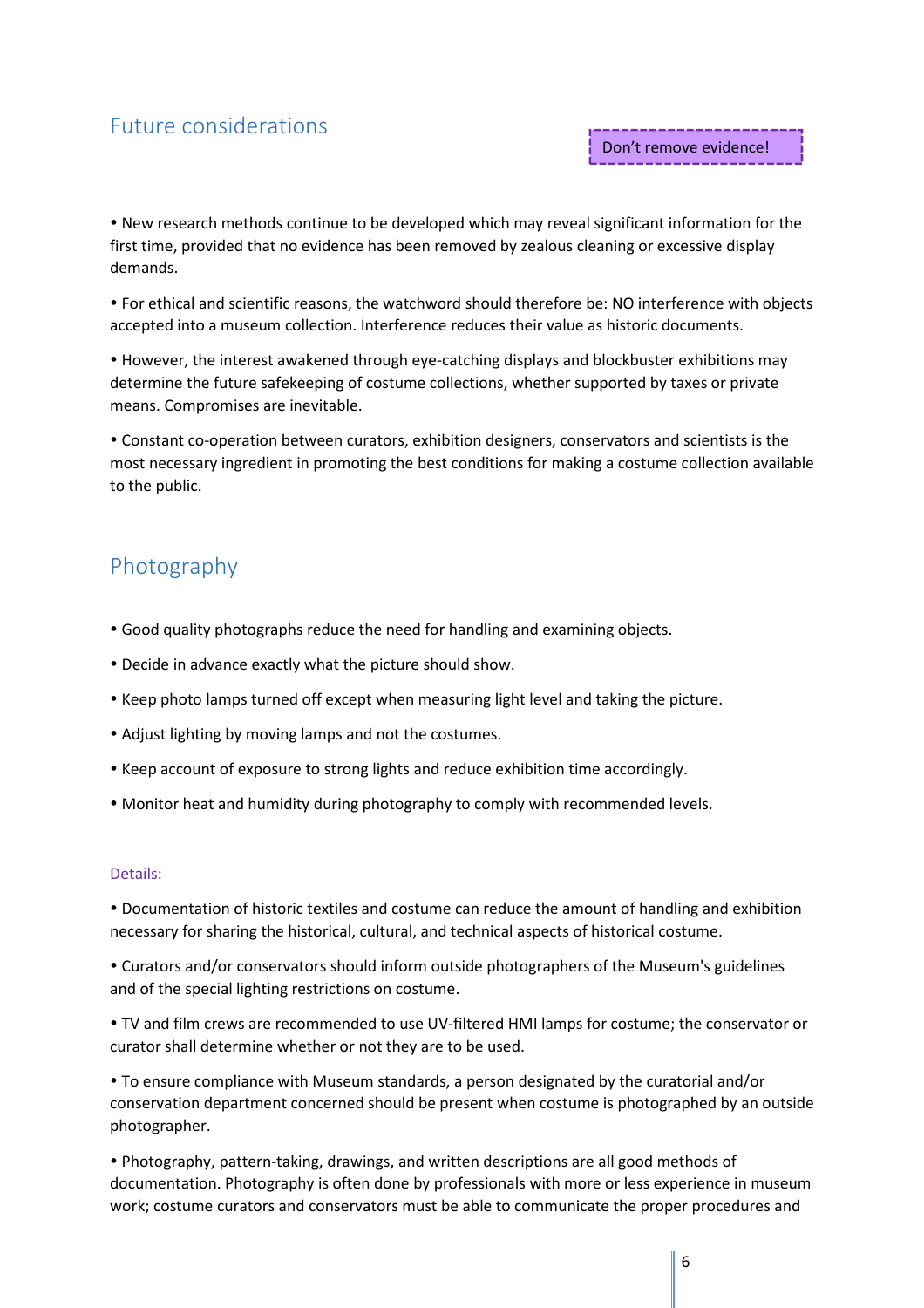## Future considerations

Don't remove evidence!

- New research methods continue to be developed which may reveal significant information for the first time, provided that no evidence has been removed by zealous cleaning or excessive display demands.

- For ethical and scientific reasons, the watchword should therefore be: NO interference with objects accepted into a museum collection. Interference reduces their value as historic documents.

- However, the interest awakened through eye-catching displays and blockbuster exhibitions may determine the future safekeeping of costume collections, whether supported by taxes or private means. Compromises are inevitable.

- Constant co-operation between curators, exhibition designers, conservators and scientists is the most necessary ingredient in promoting the best conditions for making a costume collection available to the public.

## Photography

- Good quality photographs reduce the need for handling and examining objects.
- Decide in advance exactly what the picture should show.
- Keep photo lamps turned off except when measuring light level and taking the picture.
- Adjust lighting by moving lamps and not the costumes.
- Keep account of exposure to strong lights and reduce exhibition time accordingly.
- Monitor heat and humidity during photography to comply with recommended levels.

### Details:

- Documentation of historic textiles and costume can reduce the amount of handling and exhibition necessary for sharing the historical, cultural, and technical aspects of historical costume.

- Curators and/or conservators should inform outside photographers of the Museum's guidelines and of the special lighting restrictions on costume.

- TV and film crews are recommended to use UV-filtered HMI lamps for costume; the conservator or curator shall determine whether or not they are to be used.

- To ensure compliance with Museum standards, a person designated by the curatorial and/or conservation department concerned should be present when costume is photographed by an outside photographer.

- Photography, pattern-taking, drawings, and written descriptions are all good methods of documentation. Photography is often done by professionals with more or less experience in museum work; costume curators and conservators must be able to communicate the proper procedures and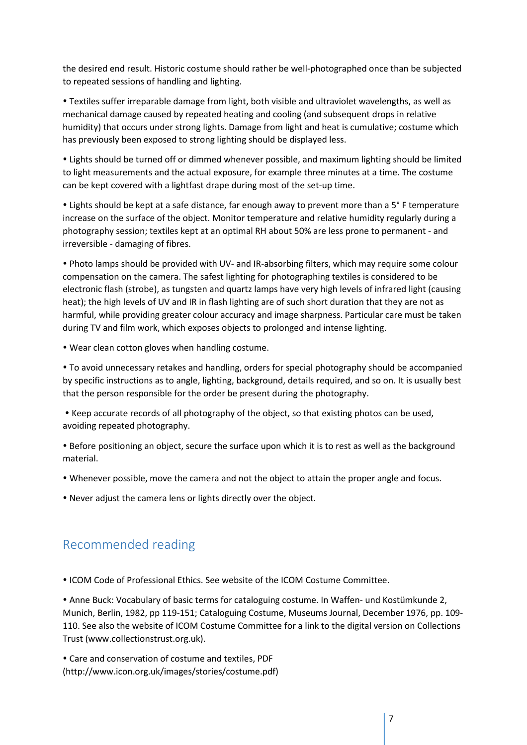the desired end result. Historic costume should rather be well-photographed once than be subjected to repeated sessions of handling and lighting.

- Textiles suffer irreparable damage from light, both visible and ultraviolet wavelengths, as well as mechanical damage caused by repeated heating and cooling (and subsequent drops in relative humidity) that occurs under strong lights. Damage from light and heat is cumulative; costume which has previously been exposed to strong lighting should be displayed less.

- Lights should be turned off or dimmed whenever possible, and maximum lighting should be limited to light measurements and the actual exposure, for example three minutes at a time. The costume can be kept covered with a lightfast drape during most of the set-up time.

- Lights should be kept at a safe distance, far enough away to prevent more than a 5° F temperature increase on the surface of the object. Monitor temperature and relative humidity regularly during a photography session; textiles kept at an optimal RH about 50% are less prone to permanent - and irreversible - damaging of fibres.

- Photo lamps should be provided with UV- and IR-absorbing filters, which may require some colour compensation on the camera. The safest lighting for photographing textiles is considered to be electronic flash (strobe), as tungsten and quartz lamps have very high levels of infrared light (causing heat); the high levels of UV and IR in flash lighting are of such short duration that they are not as harmful, while providing greater colour accuracy and image sharpness. Particular care must be taken during TV and film work, which exposes objects to prolonged and intense lighting.

- Wear clean cotton gloves when handling costume.

- To avoid unnecessary retakes and handling, orders for special photography should be accompanied by specific instructions as to angle, lighting, background, details required, and so on. It is usually best that the person responsible for the order be present during the photography.

- Keep accurate records of all photography of the object, so that existing photos can be used, avoiding repeated photography.

- Before positioning an object, secure the surface upon which it is to rest as well as the background material.

- Whenever possible, move the camera and not the object to attain the proper angle and focus.

- Never adjust the camera lens or lights directly over the object.

## Recommended reading

- ICOM Code of Professional Ethics. See website of the ICOM Costume Committee.

- Anne Buck: Vocabulary of basic terms for cataloguing costume. In Waffen- und Kostümkunde 2, Munich, Berlin, 1982, pp 119-151; Cataloguing Costume, Museums Journal, December 1976, pp. 109-110. See also the website of ICOM Costume Committee for a link to the digital version on Collections Trust (www.collectionstrust.org.uk).

- Care and conservation of costume and textiles, PDF (http://www.icon.org.uk/images/stories/costume.pdf)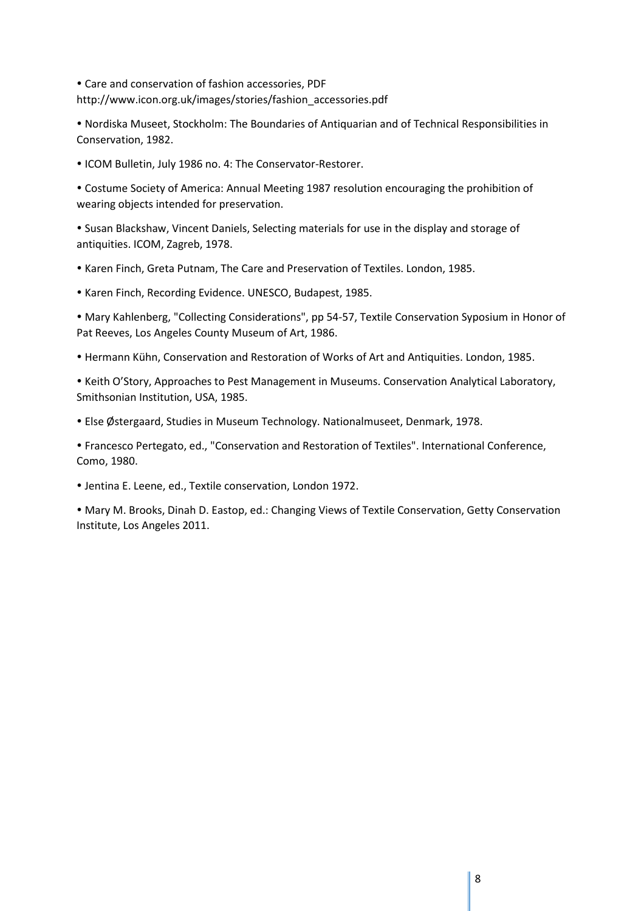- Care and conservation of fashion accessories, PDF http://www.icon.org.uk/images/stories/fashion_accessories.pdf

- Nordiska Museet, Stockholm: The Boundaries of Antiquarian and of Technical Responsibilities in Conservation, 1982.

- ICOM Bulletin, July 1986 no. 4: The Conservator-Restorer.

- Costume Society of America: Annual Meeting 1987 resolution encouraging the prohibition of wearing objects intended for preservation.

- Susan Blackshaw, Vincent Daniels, Selecting materials for use in the display and storage of antiquities. ICOM, Zagreb, 1978.

- Karen Finch, Greta Putnam, The Care and Preservation of Textiles. London, 1985.

- Karen Finch, Recording Evidence. UNESCO, Budapest, 1985.

- Mary Kahlenberg, "Collecting Considerations", pp 54-57, Textile Conservation Syposium in Honor of Pat Reeves, Los Angeles County Museum of Art, 1986.

- Hermann Kühn, Conservation and Restoration of Works of Art and Antiquities. London, 1985.

- Keith O'Story, Approaches to Pest Management in Museums. Conservation Analytical Laboratory, Smithsonian Institution, USA, 1985.

- Else Østergaard, Studies in Museum Technology. Nationalmuseet, Denmark, 1978.

- Francesco Pertegato, ed., "Conservation and Restoration of Textiles". International Conference, Como, 1980.

- Jentina E. Leene, ed., Textile conservation, London 1972.

- Mary M. Brooks, Dinah D. Eastop, ed.: Changing Views of Textile Conservation, Getty Conservation Institute, Los Angeles 2011.